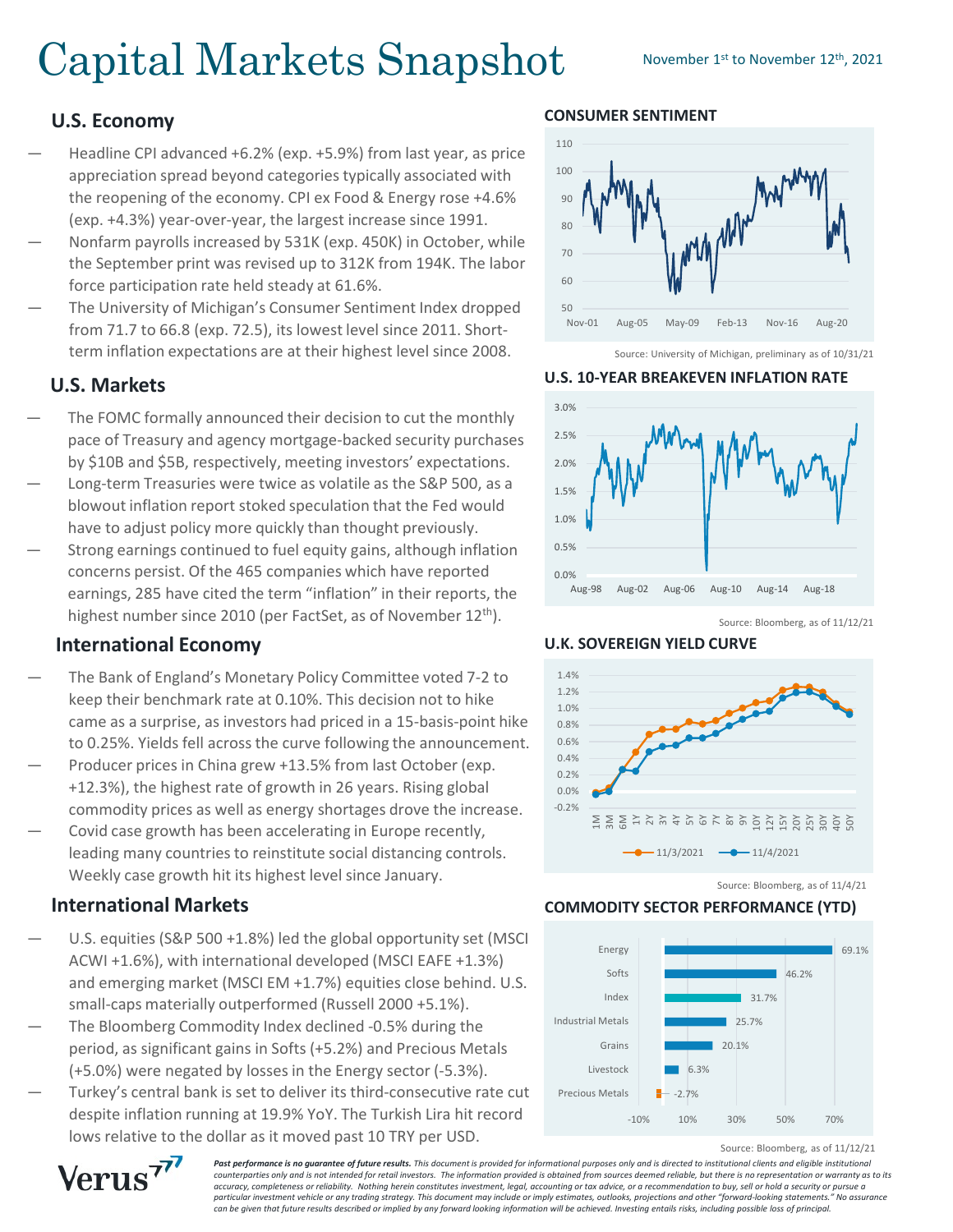# Capital Markets Snapshot

November 1st to November 12th, 2021

## U.S. Economy

- Headline CPI advanced +6.2% (exp. +5.9%) from last year, as price appreciation spread beyond categories typically associated with the reopening of the economy. CPI ex Food & Energy rose +4.6% (exp. +4.3%) year-over-year, the largest increase since 1991.
- Nonfarm payrolls increased by 531K (exp. 450K) in October, while the September print was revised up to 312K from 194K. The labor force participation rate held steady at 61.6%.
- The University of Michigan's Consumer Sentiment Index dropped from 71.7 to 66.8 (exp. 72.5), its lowest level since 2011. Short-term inflation expectations are at their highest level since 2008.

## U.S. Markets

- The FOMC formally announced their decision to cut the monthly pace of Treasury and agency mortgage-backed security purchases by $10B and $5B, respectively, meeting investors' expectations.
- Long-term Treasuries were twice as volatile as the S&P 500, as a blowout inflation report stoked speculation that the Fed would have to adjust policy more quickly than thought previously.
- Strong earnings continued to fuel equity gains, although inflation concerns persist. Of the 465 companies which have reported earnings, 285 have cited the term "inflation" in their reports, the highest number since 2010 (per FactSet, as of November 12th).

## International Economy

- The Bank of England's Monetary Policy Committee voted 7-2 to keep their benchmark rate at 0.10%. This decision not to hike came as a surprise, as investors had priced in a 15-basis-point hike to 0.25%. Yields fell across the curve following the announcement.
- Producer prices in China grew +13.5% from last October (exp. +12.3%), the highest rate of growth in 26 years. Rising global commodity prices as well as energy shortages drove the increase.
- Covid case growth has been accelerating in Europe recently, leading many countries to reinstitute social distancing controls. Weekly case growth hit its highest level since January.

## International Markets

- U.S. equities (S&P 500 +1.8%) led the global opportunity set (MSCI ACWI +1.6%), with international developed (MSCI EAFE +1.3%) and emerging market (MSCI EM +1.7%) equities close behind. U.S. small-caps materially outperformed (Russell 2000 +5.1%).
- The Bloomberg Commodity Index declined -0.5% during the period, as significant gains in Softs (+5.2%) and Precious Metals (+5.0%) were negated by losses in the Energy sector (-5.3%).
- Turkey's central bank is set to deliver its third-consecutive rate cut despite inflation running at 19.9% YoY. The Turkish Lira hit record lows relative to the dollar as it moved past 10 TRY per USD.

### CONSUMER SENTIMENT

Source: University of Michigan, preliminary as of 10/31/21

### U.S. 10-YEAR BREAKEVEN INFLATION RATE

Source: Bloomberg, as of 11/12/21

### U.K. SOVEREIGN YIELD CURVE

Source: Bloomberg, as of 11/4/21

### COMMODITY SECTOR PERFORMANCE (YTD)

| Sector | YTD |
|---|---|
| Energy | 69.1% |
| Softs | 46.2% |
| Index | 31.7% |
| Industrial Metals | 25.7% |
| Grains | 20.1% |
| Livestock | 6.3% |
| Precious Metals | -2.7% |

Source: Bloomberg, as of 11/12/21

Verus

*Past performance is no guarantee of future results. This document is provided for informational purposes only and is directed to institutional clients and eligible institutional counterparties only and is not intended for retail investors. The information provided is obtained from sources deemed reliable, but there is no representation or warranty as to its accuracy, completeness or reliability. Nothing herein constitutes investment, legal, accounting or tax advice, or a recommendation to buy, sell or hold a security or pursue a particular investment vehicle or any trading strategy. This document may include or imply estimates, outlooks, projections and other "forward-looking statements." No assurance can be given that future results described or implied by any forward looking information will be achieved. Investing entails risks, including possible loss of principal.*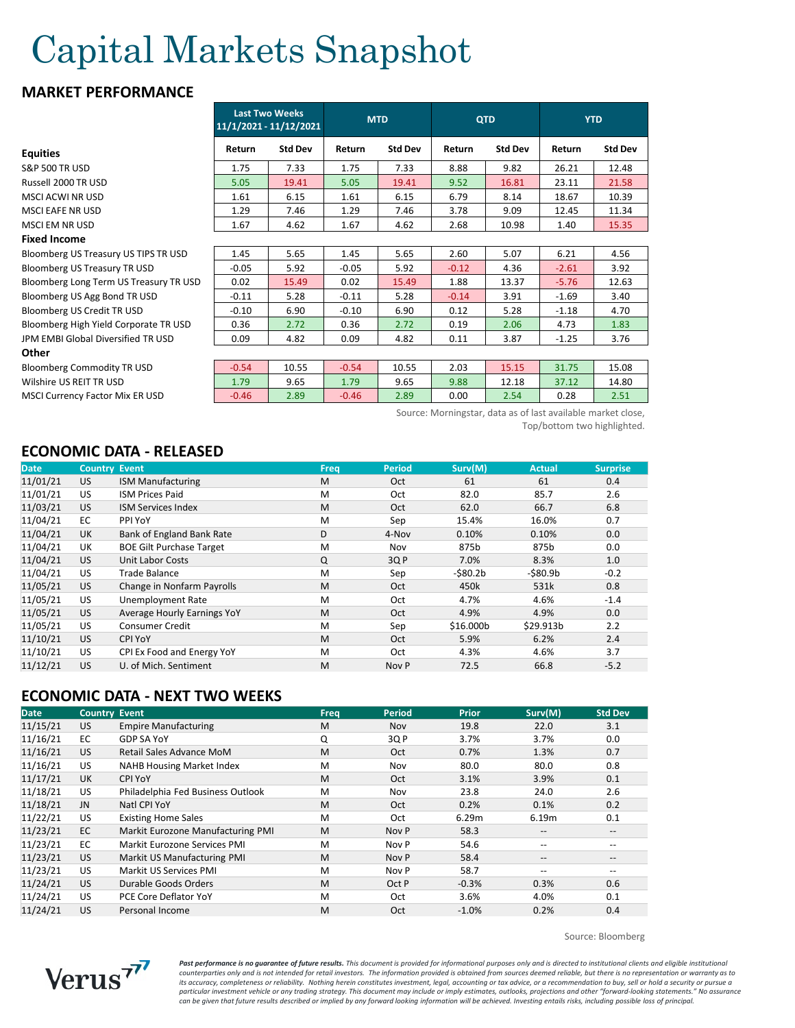# Capital Markets Snapshot

## MARKET PERFORMANCE

| | Last Two Weeks 11/1/2021 - 11/12/2021 | | MTD | | QTD | | YTD | |
|---|---|---|---|---|---|---|---|---|
| **Equities** | **Return** | **Std Dev** | **Return** | **Std Dev** | **Return** | **Std Dev** | **Return** | **Std Dev** |
| S&P 500 TR USD | 1.75 | 7.33 | 1.75 | 7.33 | 8.88 | 9.82 | 26.21 | 12.48 |
| Russell 2000 TR USD | 5.05 | 19.41 | 5.05 | 19.41 | 9.52 | 16.81 | 23.11 | 21.58 |
| MSCI ACWI NR USD | 1.61 | 6.15 | 1.61 | 6.15 | 6.79 | 8.14 | 18.67 | 10.39 |
| MSCI EAFE NR USD | 1.29 | 7.46 | 1.29 | 7.46 | 3.78 | 9.09 | 12.45 | 11.34 |
| MSCI EM NR USD | 1.67 | 4.62 | 1.67 | 4.62 | 2.68 | 10.98 | 1.40 | 15.35 |
| **Fixed Income** | | | | | | | | |
| Bloomberg US Treasury US TIPS TR USD | 1.45 | 5.65 | 1.45 | 5.65 | 2.60 | 5.07 | 6.21 | 4.56 |
| Bloomberg US Treasury TR USD | -0.05 | 5.92 | -0.05 | 5.92 | -0.12 | 4.36 | -2.61 | 3.92 |
| Bloomberg Long Term US Treasury TR USD | 0.02 | 15.49 | 0.02 | 15.49 | 1.88 | 13.37 | -5.76 | 12.63 |
| Bloomberg US Agg Bond TR USD | -0.11 | 5.28 | -0.11 | 5.28 | -0.14 | 3.91 | -1.69 | 3.40 |
| Bloomberg US Credit TR USD | -0.10 | 6.90 | -0.10 | 6.90 | 0.12 | 5.28 | -1.18 | 4.70 |
| Bloomberg High Yield Corporate TR USD | 0.36 | 2.72 | 0.36 | 2.72 | 0.19 | 2.06 | 4.73 | 1.83 |
| JPM EMBI Global Diversified TR USD | 0.09 | 4.82 | 0.09 | 4.82 | 0.11 | 3.87 | -1.25 | 3.76 |
| **Other** | | | | | | | | |
| Bloomberg Commodity TR USD | -0.54 | 10.55 | -0.54 | 10.55 | 2.03 | 15.15 | 31.75 | 15.08 |
| Wilshire US REIT TR USD | 1.79 | 9.65 | 1.79 | 9.65 | 9.88 | 12.18 | 37.12 | 14.80 |
| MSCI Currency Factor Mix ER USD | -0.46 | 2.89 | -0.46 | 2.89 | 0.00 | 2.54 | 0.28 | 2.51 |

Source: Morningstar, data as of last available market close, Top/bottom two highlighted.

## ECONOMIC DATA - RELEASED

| Date | Country | Event | Freq | Period | Surv(M) | Actual | Surprise |
|---|---|---|---|---|---|---|---|
| 11/01/21 | US | ISM Manufacturing | M | Oct | 61 | 61 | 0.4 |
| 11/01/21 | US | ISM Prices Paid | M | Oct | 82.0 | 85.7 | 2.6 |
| 11/03/21 | US | ISM Services Index | M | Oct | 62.0 | 66.7 | 6.8 |
| 11/04/21 | EC | PPI YoY | M | Sep | 15.4% | 16.0% | 0.7 |
| 11/04/21 | UK | Bank of England Bank Rate | D | 4-Nov | 0.10% | 0.10% | 0.0 |
| 11/04/21 | UK | BOE Gilt Purchase Target | M | Nov | 875b | 875b | 0.0 |
| 11/04/21 | US | Unit Labor Costs | Q | 3Q P | 7.0% | 8.3% | 1.0 |
| 11/04/21 | US | Trade Balance | M | Sep | -$80.2b | -$80.9b | -0.2 |
| 11/05/21 | US | Change in Nonfarm Payrolls | M | Oct | 450k | 531k | 0.8 |
| 11/05/21 | US | Unemployment Rate | M | Oct | 4.7% | 4.6% | -1.4 |
| 11/05/21 | US | Average Hourly Earnings YoY | M | Oct | 4.9% | 4.9% | 0.0 |
| 11/05/21 | US | Consumer Credit | M | Sep | $16.000b | $29.913b | 2.2 |
| 11/10/21 | US | CPI YoY | M | Oct | 5.9% | 6.2% | 2.4 |
| 11/10/21 | US | CPI Ex Food and Energy YoY | M | Oct | 4.3% | 4.6% | 3.7 |
| 11/12/21 | US | U. of Mich. Sentiment | M | Nov P | 72.5 | 66.8 | -5.2 |

## ECONOMIC DATA - NEXT TWO WEEKS

| Date | Country | Event | Freq | Period | Prior | Surv(M) | Std Dev |
|---|---|---|---|---|---|---|---|
| 11/15/21 | US | Empire Manufacturing | M | Nov | 19.8 | 22.0 | 3.1 |
| 11/16/21 | EC | GDP SA YoY | Q | 3Q P | 3.7% | 3.7% | 0.0 |
| 11/16/21 | US | Retail Sales Advance MoM | M | Oct | 0.7% | 1.3% | 0.7 |
| 11/16/21 | US | NAHB Housing Market Index | M | Nov | 80.0 | 80.0 | 0.8 |
| 11/17/21 | UK | CPI YoY | M | Oct | 3.1% | 3.9% | 0.1 |
| 11/18/21 | US | Philadelphia Fed Business Outlook | M | Nov | 23.8 | 24.0 | 2.6 |
| 11/18/21 | JN | Natl CPI YoY | M | Oct | 0.2% | 0.1% | 0.2 |
| 11/22/21 | US | Existing Home Sales | M | Oct | 6.29m | 6.19m | 0.1 |
| 11/23/21 | EC | Markit Eurozone Manufacturing PMI | M | Nov P | 58.3 | -- | -- |
| 11/23/21 | EC | Markit Eurozone Services PMI | M | Nov P | 54.6 | -- | -- |
| 11/23/21 | US | Markit US Manufacturing PMI | M | Nov P | 58.4 | -- | -- |
| 11/23/21 | US | Markit US Services PMI | M | Nov P | 58.7 | -- | -- |
| 11/24/21 | US | Durable Goods Orders | M | Oct P | -0.3% | 0.3% | 0.6 |
| 11/24/21 | US | PCE Core Deflator YoY | M | Oct | 3.6% | 4.0% | 0.1 |
| 11/24/21 | US | Personal Income | M | Oct | -1.0% | 0.2% | 0.4 |

Source: Bloomberg

Verus

***Past performance is no guarantee of future results.*** *This document is provided for informational purposes only and is directed to institutional clients and eligible institutional counterparties only and is not intended for retail investors. The information provided is obtained from sources deemed reliable, but there is no representation or warranty as to its accuracy, completeness or reliability. Nothing herein constitutes investment, legal, accounting or tax advice, or a recommendation to buy, sell or hold a security or pursue a particular investment vehicle or any trading strategy. This document may include or imply estimates, outlooks, projections and other "forward-looking statements." No assurance can be given that future results described or implied by any forward looking information will be achieved. Investing entails risks, including possible loss of principal.*